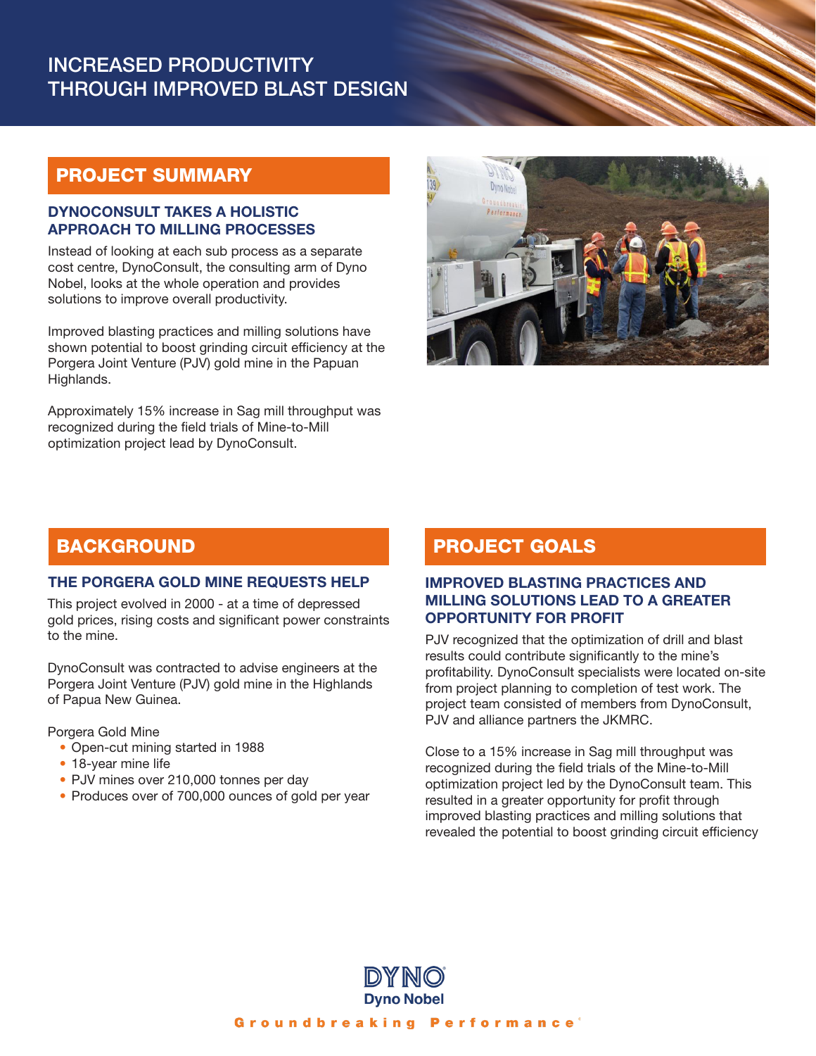# INCREASED PRODUCTIVITY THROUGH IMPROVED BLAST DESIGN

## PROJECT SUMMARY

### DYNOCONSULT TAKES A HOLISTIC APPROACH TO MILLING PROCESSES

Instead of looking at each sub process as a separate cost centre, DynoConsult, the consulting arm of Dyno Nobel, looks at the whole operation and provides solutions to improve overall productivity.

Improved blasting practices and milling solutions have shown potential to boost grinding circuit efficiency at the Porgera Joint Venture (PJV) gold mine in the Papuan Highlands.

Approximately 15% increase in Sag mill throughput was recognized during the field trials of Mine-to-Mill optimization project lead by DynoConsult.

## BACKGROUND

### THE PORGERA GOLD MINE REQUESTS HELP

This project evolved in 2000 - at a time of depressed gold prices, rising costs and significant power constraints to the mine.

DynoConsult was contracted to advise engineers at the Porgera Joint Venture (PJV) gold mine in the Highlands of Papua New Guinea.

Porgera Gold Mine

- Open-cut mining started in 1988
- 18-year mine life
- PJV mines over 210,000 tonnes per day
- Produces over of 700,000 ounces of gold per year

## PROJECT GOALS

### IMPROVED BLASTING PRACTICES AND MILLING SOLUTIONS LEAD TO A GREATER OPPORTUNITY FOR PROFIT

PJV recognized that the optimization of drill and blast results could contribute significantly to the mine's profitability. DynoConsult specialists were located on-site from project planning to completion of test work. The project team consisted of members from DynoConsult, PJV and alliance partners the JKMRC.

Close to a 15% increase in Sag mill throughput was recognized during the field trials of the Mine-to-Mill optimization project led by the DynoConsult team. This resulted in a greater opportunity for profit through improved blasting practices and milling solutions that revealed the potential to boost grinding circuit efficiency

DYNO
Dyno Nobel
Groundbreaking Performance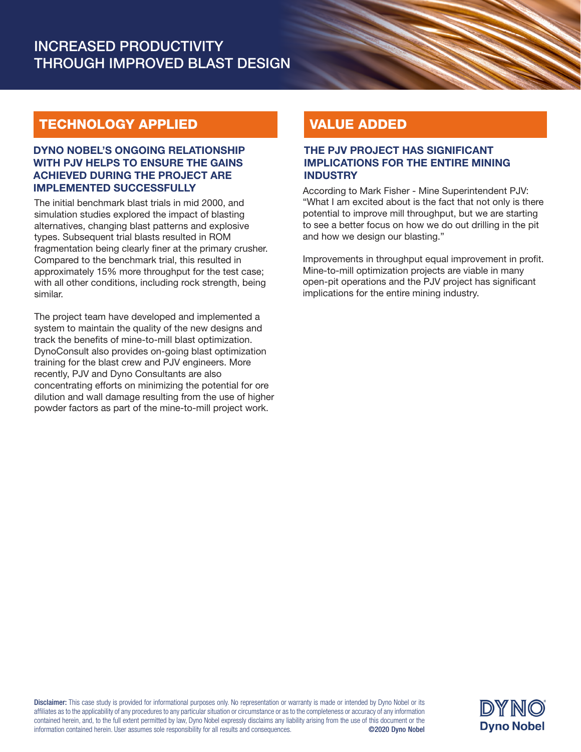# INCREASED PRODUCTIVITY THROUGH IMPROVED BLAST DESIGN

## TECHNOLOGY APPLIED

### DYNO NOBEL'S ONGOING RELATIONSHIP WITH PJV HELPS TO ENSURE THE GAINS ACHIEVED DURING THE PROJECT ARE IMPLEMENTED SUCCESSFULLY

The initial benchmark blast trials in mid 2000, and simulation studies explored the impact of blasting alternatives, changing blast patterns and explosive types. Subsequent trial blasts resulted in ROM fragmentation being clearly finer at the primary crusher. Compared to the benchmark trial, this resulted in approximately 15% more throughput for the test case; with all other conditions, including rock strength, being similar.

The project team have developed and implemented a system to maintain the quality of the new designs and track the benefits of mine-to-mill blast optimization. DynoConsult also provides on-going blast optimization training for the blast crew and PJV engineers. More recently, PJV and Dyno Consultants are also concentrating efforts on minimizing the potential for ore dilution and wall damage resulting from the use of higher powder factors as part of the mine-to-mill project work.

## VALUE ADDED

### THE PJV PROJECT HAS SIGNIFICANT IMPLICATIONS FOR THE ENTIRE MINING INDUSTRY

According to Mark Fisher - Mine Superintendent PJV: "What I am excited about is the fact that not only is there potential to improve mill throughput, but we are starting to see a better focus on how we do out drilling in the pit and how we design our blasting."

Improvements in throughput equal improvement in profit. Mine-to-mill optimization projects are viable in many open-pit operations and the PJV project has significant implications for the entire mining industry.

**Disclaimer:** This case study is provided for informational purposes only. No representation or warranty is made or intended by Dyno Nobel or its affiliates as to the applicability of any procedures to any particular situation or circumstance or as to the completeness or accuracy of any information contained herein, and, to the full extent permitted by law, Dyno Nobel expressly disclaims any liability arising from the use of this document or the information contained herein. User assumes sole responsibility for all results and consequences. **©2020 Dyno Nobel**

DYNO
Dyno Nobel